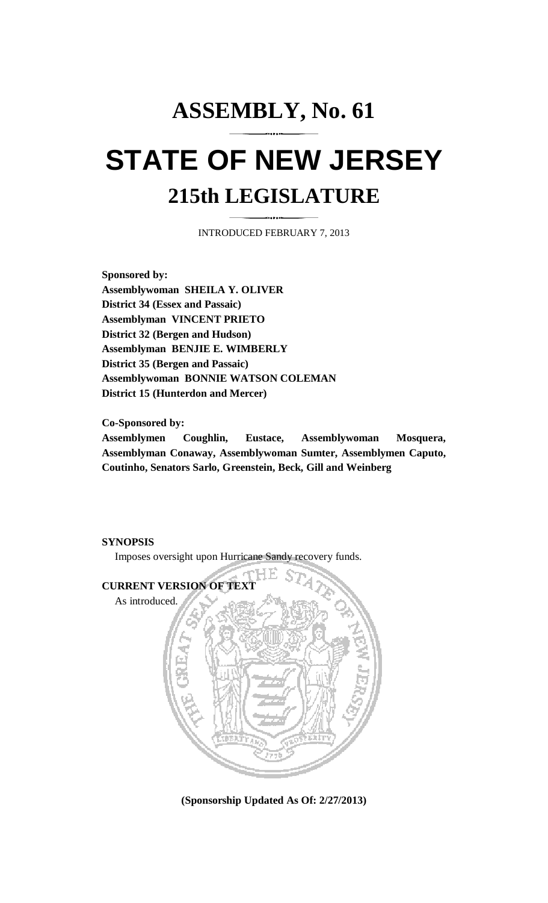# ASSEMBLY, No. 61

# STATE OF NEW JERSEY

## 215th LEGISLATURE

INTRODUCED FEBRUARY 7, 2013

**Sponsored by:**
**Assemblywoman SHEILA Y. OLIVER**
**District 34 (Essex and Passaic)**
**Assemblyman VINCENT PRIETO**
**District 32 (Bergen and Hudson)**
**Assemblyman BENJIE E. WIMBERLY**
**District 35 (Bergen and Passaic)**
**Assemblywoman BONNIE WATSON COLEMAN**
**District 15 (Hunterdon and Mercer)**

**Co-Sponsored by:**
**Assemblymen Coughlin, Eustace, Assemblywoman Mosquera, Assemblyman Conaway, Assemblywoman Sumter, Assemblymen Caputo, Coutinho, Senators Sarlo, Greenstein, Beck, Gill and Weinberg**

**SYNOPSIS**

Imposes oversight upon Hurricane Sandy recovery funds.

**CURRENT VERSION OF TEXT**

As introduced.

**(Sponsorship Updated As Of: 2/27/2013)**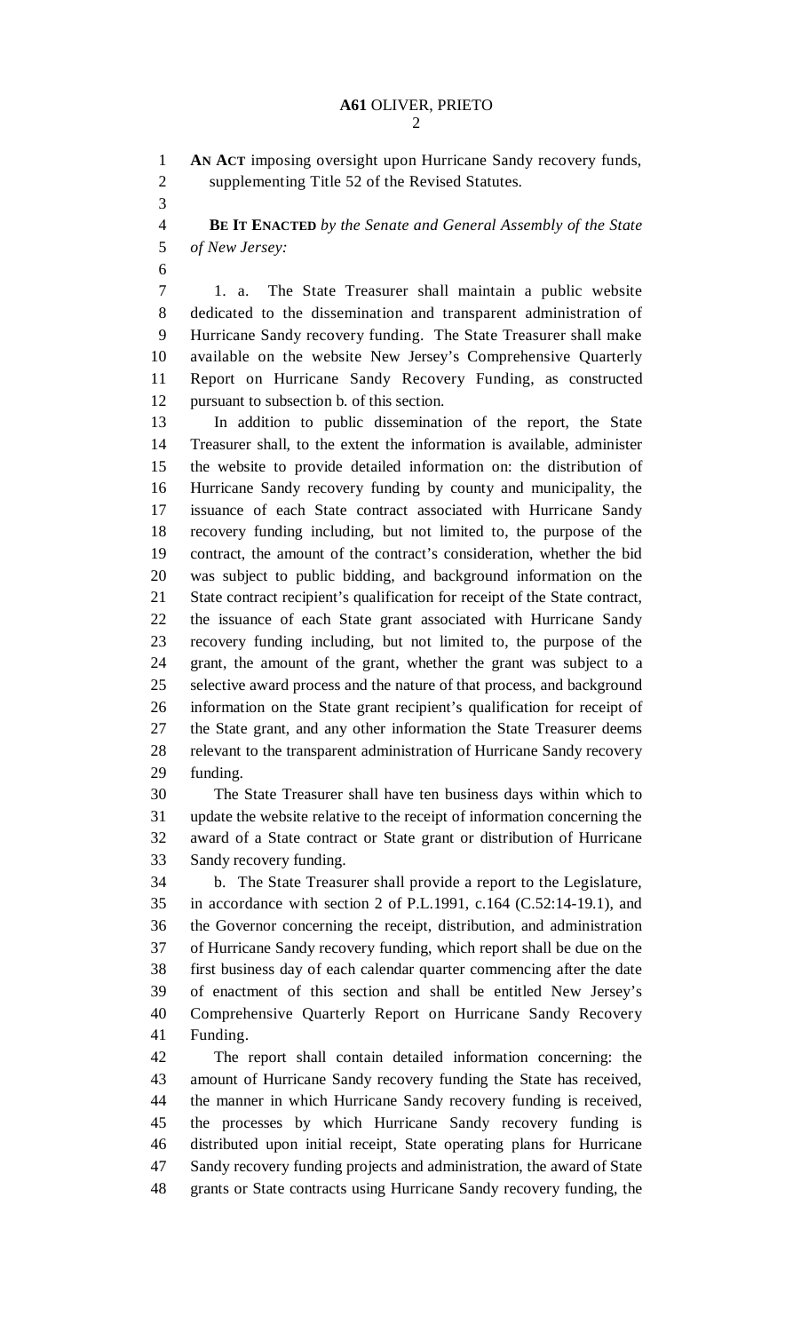**AN ACT** imposing oversight upon Hurricane Sandy recovery funds, supplementing Title 52 of the Revised Statutes.

**BE IT ENACTED** *by the Senate and General Assembly of the State of New Jersey:*

1. a. The State Treasurer shall maintain a public website dedicated to the dissemination and transparent administration of Hurricane Sandy recovery funding. The State Treasurer shall make available on the website New Jersey's Comprehensive Quarterly Report on Hurricane Sandy Recovery Funding, as constructed pursuant to subsection b. of this section.

In addition to public dissemination of the report, the State Treasurer shall, to the extent the information is available, administer the website to provide detailed information on: the distribution of Hurricane Sandy recovery funding by county and municipality, the issuance of each State contract associated with Hurricane Sandy recovery funding including, but not limited to, the purpose of the contract, the amount of the contract's consideration, whether the bid was subject to public bidding, and background information on the State contract recipient's qualification for receipt of the State contract, the issuance of each State grant associated with Hurricane Sandy recovery funding including, but not limited to, the purpose of the grant, the amount of the grant, whether the grant was subject to a selective award process and the nature of that process, and background information on the State grant recipient's qualification for receipt of the State grant, and any other information the State Treasurer deems relevant to the transparent administration of Hurricane Sandy recovery funding.

The State Treasurer shall have ten business days within which to update the website relative to the receipt of information concerning the award of a State contract or State grant or distribution of Hurricane Sandy recovery funding.

b. The State Treasurer shall provide a report to the Legislature, in accordance with section 2 of P.L.1991, c.164 (C.52:14-19.1), and the Governor concerning the receipt, distribution, and administration of Hurricane Sandy recovery funding, which report shall be due on the first business day of each calendar quarter commencing after the date of enactment of this section and shall be entitled New Jersey's Comprehensive Quarterly Report on Hurricane Sandy Recovery Funding.

The report shall contain detailed information concerning: the amount of Hurricane Sandy recovery funding the State has received, the manner in which Hurricane Sandy recovery funding is received, the processes by which Hurricane Sandy recovery funding is distributed upon initial receipt, State operating plans for Hurricane Sandy recovery funding projects and administration, the award of State grants or State contracts using Hurricane Sandy recovery funding, the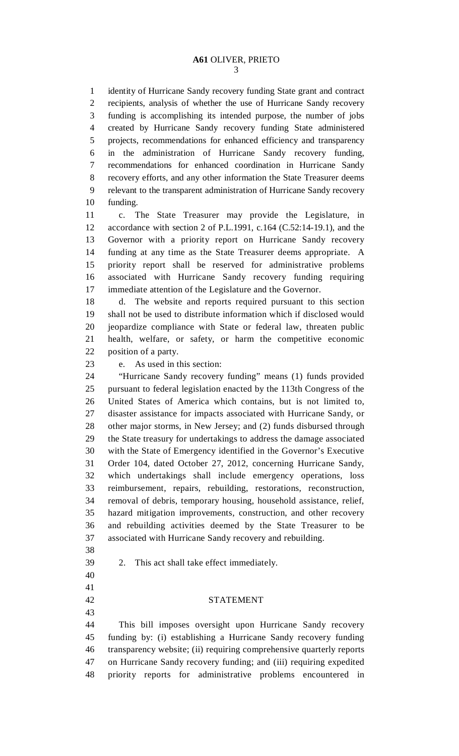identity of Hurricane Sandy recovery funding State grant and contract recipients, analysis of whether the use of Hurricane Sandy recovery funding is accomplishing its intended purpose, the number of jobs created by Hurricane Sandy recovery funding State administered projects, recommendations for enhanced efficiency and transparency in the administration of Hurricane Sandy recovery funding, recommendations for enhanced coordination in Hurricane Sandy recovery efforts, and any other information the State Treasurer deems relevant to the transparent administration of Hurricane Sandy recovery funding.

c. The State Treasurer may provide the Legislature, in accordance with section 2 of P.L.1991, c.164 (C.52:14-19.1), and the Governor with a priority report on Hurricane Sandy recovery funding at any time as the State Treasurer deems appropriate. A priority report shall be reserved for administrative problems associated with Hurricane Sandy recovery funding requiring immediate attention of the Legislature and the Governor.

d. The website and reports required pursuant to this section shall not be used to distribute information which if disclosed would jeopardize compliance with State or federal law, threaten public health, welfare, or safety, or harm the competitive economic position of a party.

e. As used in this section:

"Hurricane Sandy recovery funding" means (1) funds provided pursuant to federal legislation enacted by the 113th Congress of the United States of America which contains, but is not limited to, disaster assistance for impacts associated with Hurricane Sandy, or other major storms, in New Jersey; and (2) funds disbursed through the State treasury for undertakings to address the damage associated with the State of Emergency identified in the Governor's Executive Order 104, dated October 27, 2012, concerning Hurricane Sandy, which undertakings shall include emergency operations, loss reimbursement, repairs, rebuilding, restorations, reconstruction, removal of debris, temporary housing, household assistance, relief, hazard mitigation improvements, construction, and other recovery and rebuilding activities deemed by the State Treasurer to be associated with Hurricane Sandy recovery and rebuilding.

2. This act shall take effect immediately.

## STATEMENT

This bill imposes oversight upon Hurricane Sandy recovery funding by: (i) establishing a Hurricane Sandy recovery funding transparency website; (ii) requiring comprehensive quarterly reports on Hurricane Sandy recovery funding; and (iii) requiring expedited priority reports for administrative problems encountered in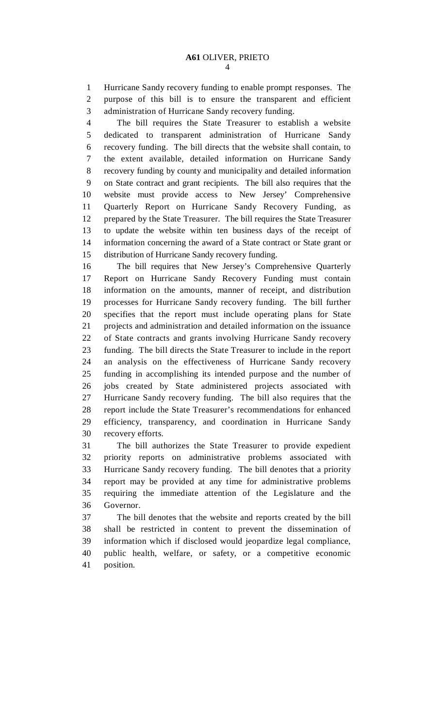Hurricane Sandy recovery funding to enable prompt responses. The purpose of this bill is to ensure the transparent and efficient administration of Hurricane Sandy recovery funding.

The bill requires the State Treasurer to establish a website dedicated to transparent administration of Hurricane Sandy recovery funding. The bill directs that the website shall contain, to the extent available, detailed information on Hurricane Sandy recovery funding by county and municipality and detailed information on State contract and grant recipients. The bill also requires that the website must provide access to New Jersey' Comprehensive Quarterly Report on Hurricane Sandy Recovery Funding, as prepared by the State Treasurer. The bill requires the State Treasurer to update the website within ten business days of the receipt of information concerning the award of a State contract or State grant or distribution of Hurricane Sandy recovery funding.

The bill requires that New Jersey's Comprehensive Quarterly Report on Hurricane Sandy Recovery Funding must contain information on the amounts, manner of receipt, and distribution processes for Hurricane Sandy recovery funding. The bill further specifies that the report must include operating plans for State projects and administration and detailed information on the issuance of State contracts and grants involving Hurricane Sandy recovery funding. The bill directs the State Treasurer to include in the report an analysis on the effectiveness of Hurricane Sandy recovery funding in accomplishing its intended purpose and the number of jobs created by State administered projects associated with Hurricane Sandy recovery funding. The bill also requires that the report include the State Treasurer's recommendations for enhanced efficiency, transparency, and coordination in Hurricane Sandy recovery efforts.

The bill authorizes the State Treasurer to provide expedient priority reports on administrative problems associated with Hurricane Sandy recovery funding. The bill denotes that a priority report may be provided at any time for administrative problems requiring the immediate attention of the Legislature and the Governor.

The bill denotes that the website and reports created by the bill shall be restricted in content to prevent the dissemination of information which if disclosed would jeopardize legal compliance, public health, welfare, or safety, or a competitive economic position.